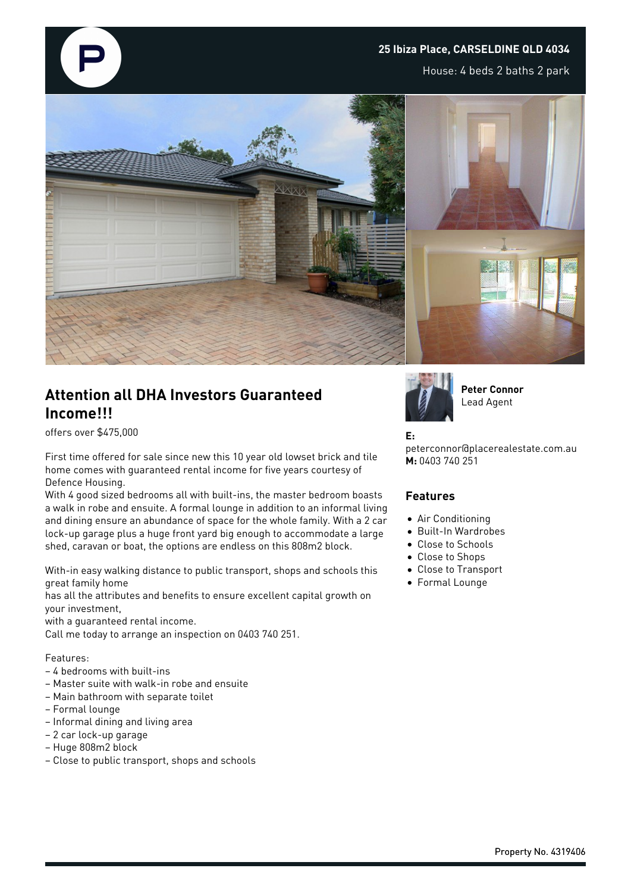**25 Ibiza Place, CARSELDINE QLD 4034**

House: 4 beds 2 baths 2 park

## Attention all DHA Investors Guaranteed Income!!!

offers over $475,000

First time offered for sale since new this 10 year old lowset brick and tile home comes with guaranteed rental income for five years courtesy of Defence Housing.
With 4 good sized bedrooms all with built-ins, the master bedroom boasts a walk in robe and ensuite. A formal lounge in addition to an informal living and dining ensure an abundance of space for the whole family. With a 2 car lock-up garage plus a huge front yard big enough to accommodate a large shed, caravan or boat, the options are endless on this 808m2 block.

With-in easy walking distance to public transport, shops and schools this great family home
has all the attributes and benefits to ensure excellent capital growth on your investment,
with a guaranteed rental income.
Call me today to arrange an inspection on 0403 740 251.

Features:
– 4 bedrooms with built-ins
– Master suite with walk-in robe and ensuite
– Main bathroom with separate toilet
– Formal lounge
– Informal dining and living area
– 2 car lock-up garage
– Huge 808m2 block
– Close to public transport, shops and schools

**Peter Connor**
Lead Agent

**E:** peterconnor@placerealestate.com.au
**M:** 0403 740 251

### Features

- Air Conditioning
- Built-In Wardrobes
- Close to Schools
- Close to Shops
- Close to Transport
- Formal Lounge

Property No. 4319406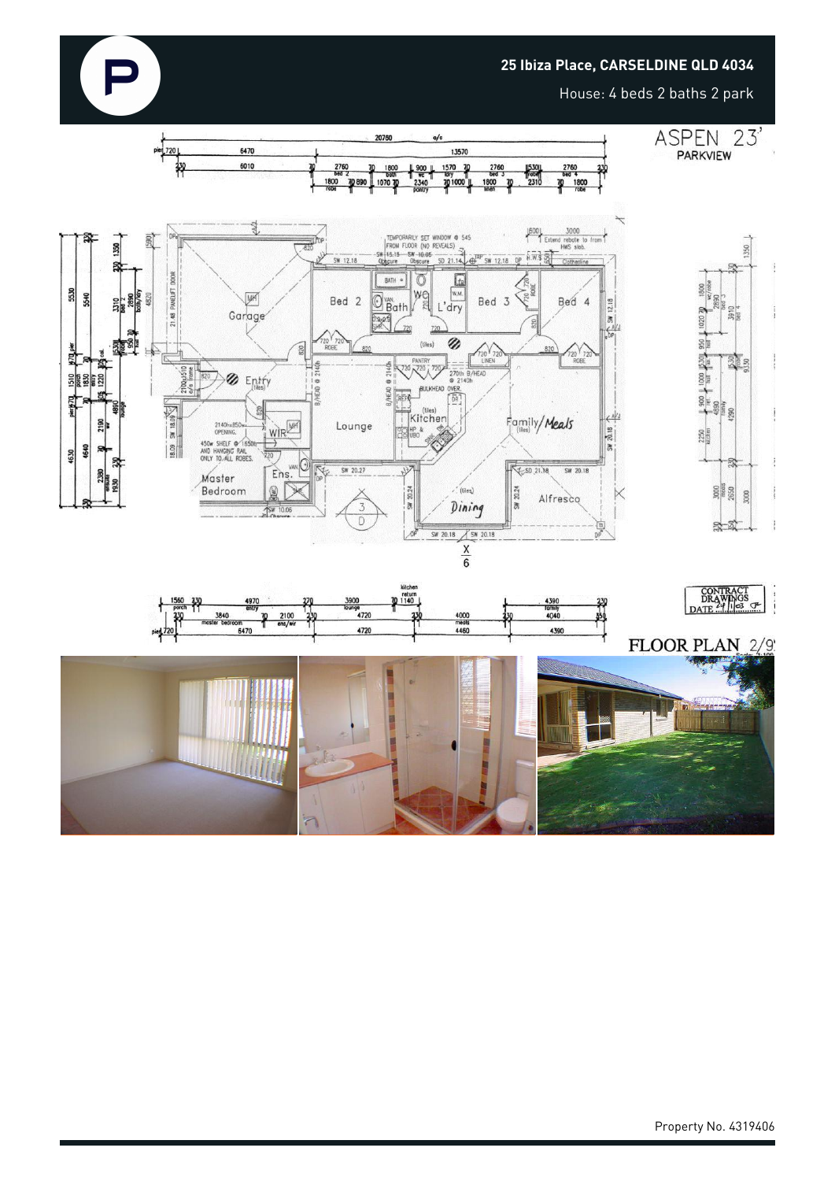**25 Ibiza Place, CARSELDINE QLD 4034**

House: 4 beds 2 baths 2 park

ASPEN 23'
PARKVIEW

Garage
Bed 2
Bath
WC
L'dry
Bed 3
Bed 4
Entry
Lounge
Kitchen
Family/Meals
Master Bedroom
WIR
Ens.
Dining
Alfresco

FLOOR PLAN 2/9

Property No. 4319406